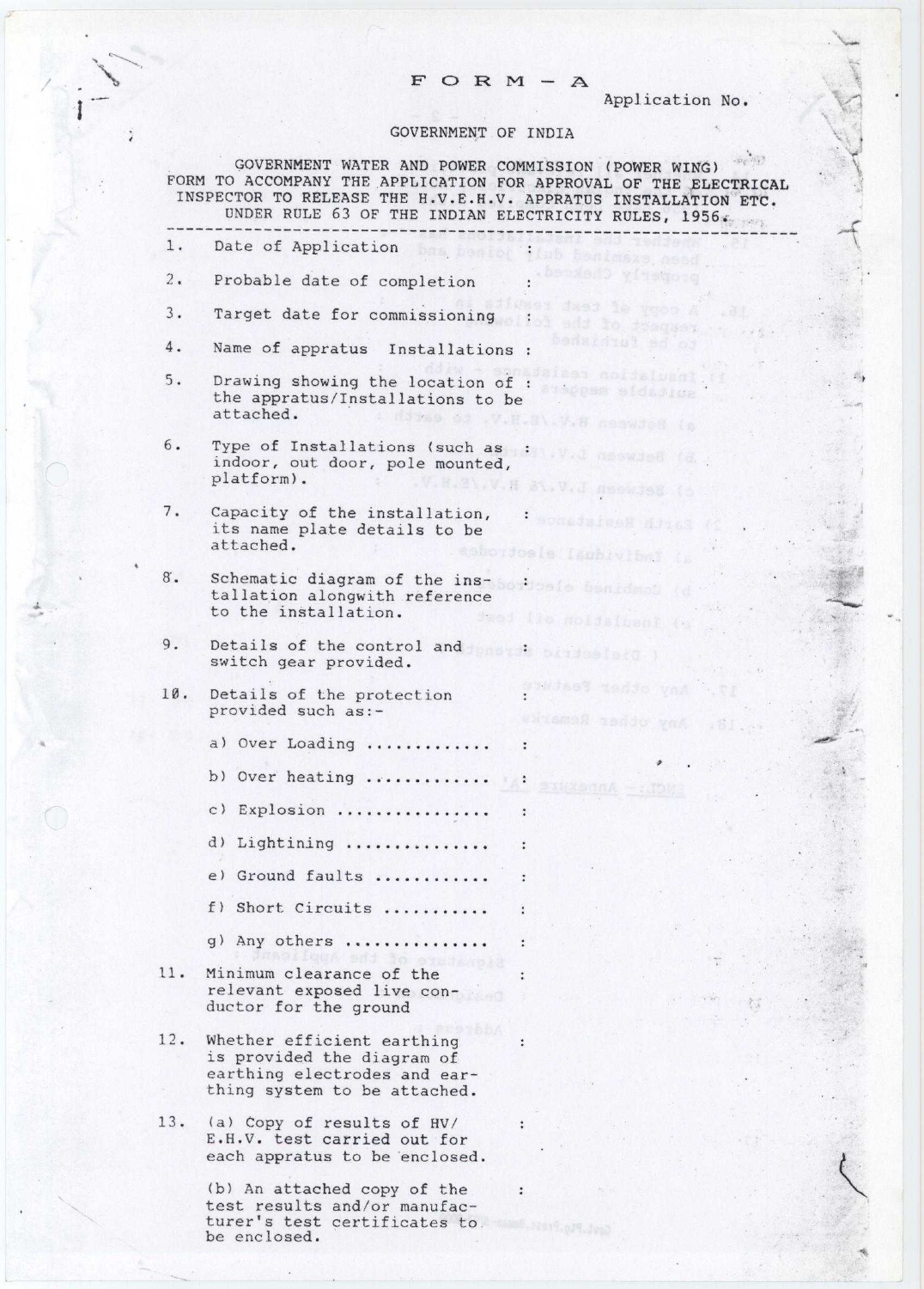# FORM – A

Application No.

GOVERNMENT OF INDIA

GOVERNMENT WATER AND POWER COMMISSION (POWER WING)
FORM TO ACCOMPANY THE APPLICATION FOR APPROVAL OF THE ELECTRICAL INSPECTOR TO RELEASE THE H.V.E.H.V. APPRATUS INSTALLATION ETC. UNDER RULE 63 OF THE INDIAN ELECTRICITY RULES, 1956.

---

1. Date of Application :

2. Probable date of completion :

3. Target date for commissioning :

4. Name of appratus Installations :

5. Drawing showing the location of the appratus/Installations to be attached. :

6. Type of Installations (such as indoor, out door, pole mounted, platform). :

7. Capacity of the installation, its name plate details to be attached. :

8. Schematic diagram of the installation alongwith reference to the installation. :

9. Details of the control and switch gear provided. :

10. Details of the protection provided such as:- :

    a) Over Loading ............ :

    b) Over heating ............ :

    c) Explosion ............... :

    d) Lightining .............. :

    e) Ground faults ........... :

    f) Short Circuits .......... :

    g) Any others .............. :

11. Minimum clearance of the relevant exposed live conductor for the ground :

12. Whether efficient earthing is provided the diagram of earthing electrodes and earthing system to be attached. :

13. (a) Copy of results of HV/ E.H.V. test carried out for each appratus to be enclosed. :

    (b) An attached copy of the test results and/or manufacturer's test certificates to be enclosed. :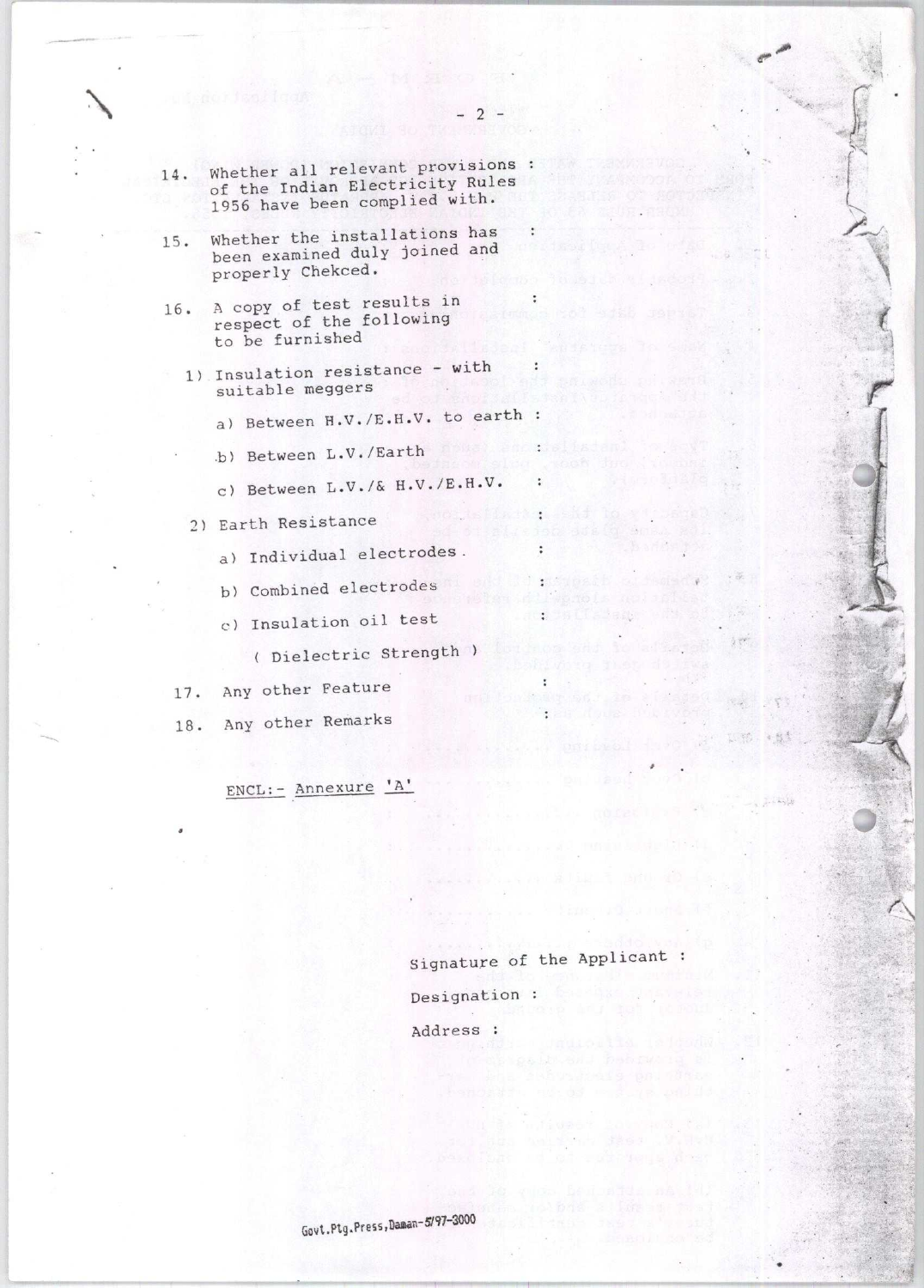14. Whether all relevant provisions of the Indian Electricity Rules 1956 have been complied with. :

15. Whether the installations has been examined duly joined and properly Chekced. :

16. A copy of test results in respect of the following to be furnished :

   1) Insulation resistance - with suitable meggers :

      a) Between H.V./E.H.V. to earth :

      b) Between L.V./Earth :

      c) Between L.V./& H.V./E.H.V. :

   2) Earth Resistance

      a) Individual electrodes :

      b) Combined electrodes :

      c) Insulation oil test :

         ( Dielectric Strength )

17. Any other Feature

18. Any other Remarks :

ENCL:- Annexure 'A'

Signature of the Applicant :

Designation :

Address :

Govt.Ptg.Press,Daman-5/97-3000